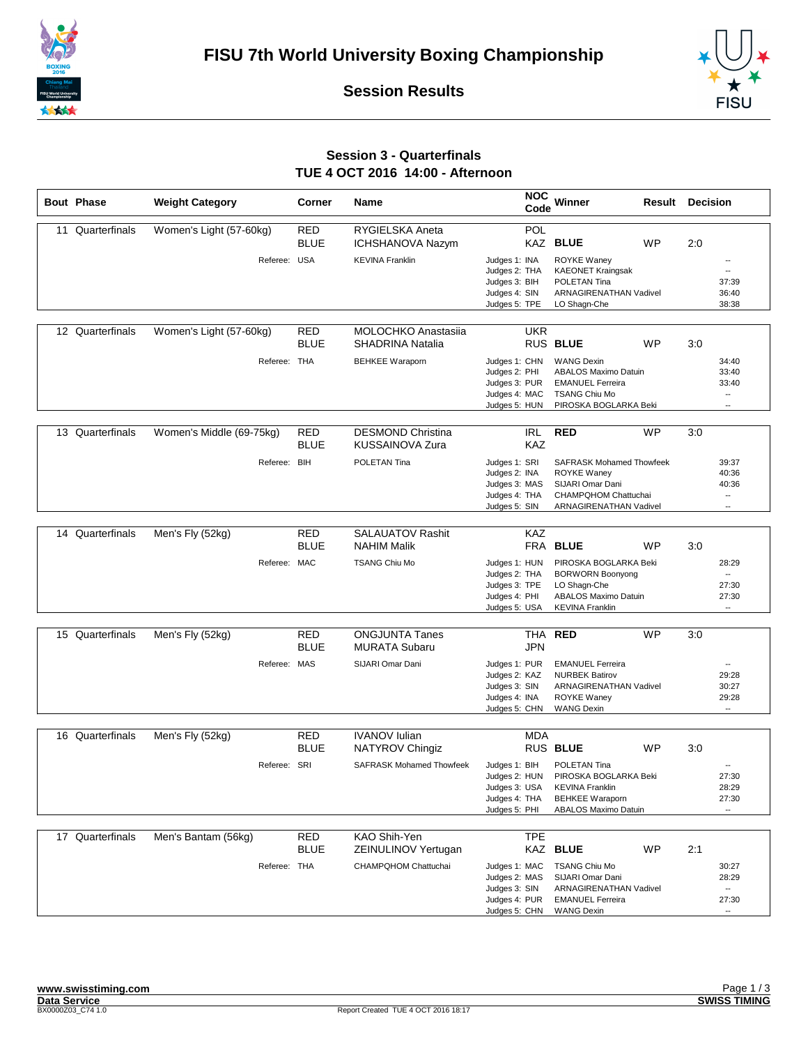# FISU 7th World University Boxing Championship

## Session Results

### Session 3 - Quarterfinals
### TUE 4 OCT 2016 14:00 - Afternoon

| Bout | Phase | Weight Category | Corner | Name | NOC Code | Winner | Result | Decision |
|---|---|---|---|---|---|---|---|---|
| 11 | Quarterfinals | Women's Light (57-60kg) | RED | RYGIELSKA Aneta | POL | | | |
| | | | BLUE | ICHSHANOVA Nazym | KAZ | BLUE | WP | 2:0 |
| | | Referee: | USA | KEVINA Franklin | Judges 1: INA | ROYKE Waney | | -- |
| | | | | | Judges 2: THA | KAEONET Kraingsak | | -- |
| | | | | | Judges 3: BIH | POLETAN Tina | | 37:39 |
| | | | | | Judges 4: SIN | ARNAGIRENATHAN Vadivel | | 36:40 |
| | | | | | Judges 5: TPE | LO Shagn-Che | | 38:38 |
| 12 | Quarterfinals | Women's Light (57-60kg) | RED | MOLOCHKO Anastasiia | UKR | | | |
| | | | BLUE | SHADRINA Natalia | RUS | BLUE | WP | 3:0 |
| | | Referee: | THA | BEHKEE Waraporn | Judges 1: CHN | WANG Dexin | | 34:40 |
| | | | | | Judges 2: PHI | ABALOS Maximo Datuin | | 33:40 |
| | | | | | Judges 3: PUR | EMANUEL Ferreira | | 33:40 |
| | | | | | Judges 4: MAC | TSANG Chiu Mo | | -- |
| | | | | | Judges 5: HUN | PIROSKA BOGLARKA Beki | | -- |
| 13 | Quarterfinals | Women's Middle (69-75kg) | RED | DESMOND Christina | IRL | RED | WP | 3:0 |
| | | | BLUE | KUSSAINOVA Zura | KAZ | | | |
| | | Referee: | BIH | POLETAN Tina | Judges 1: SRI | SAFRASK Mohamed Thowfeek | | 39:37 |
| | | | | | Judges 2: INA | ROYKE Waney | | 40:36 |
| | | | | | Judges 3: MAS | SIJARI Omar Dani | | 40:36 |
| | | | | | Judges 4: THA | CHAMPQHOM Chattuchai | | -- |
| | | | | | Judges 5: SIN | ARNAGIRENATHAN Vadivel | | -- |
| 14 | Quarterfinals | Men's Fly (52kg) | RED | SALAUATOV Rashit | KAZ | | | |
| | | | BLUE | NAHIM Malik | FRA | BLUE | WP | 3:0 |
| | | Referee: | MAC | TSANG Chiu Mo | Judges 1: HUN | PIROSKA BOGLARKA Beki | | 28:29 |
| | | | | | Judges 2: THA | BORWORN Boonyong | | -- |
| | | | | | Judges 3: TPE | LO Shagn-Che | | 27:30 |
| | | | | | Judges 4: PHI | ABALOS Maximo Datuin | | 27:30 |
| | | | | | Judges 5: USA | KEVINA Franklin | | -- |
| 15 | Quarterfinals | Men's Fly (52kg) | RED | ONGJUNTA Tanes | THA | RED | WP | 3:0 |
| | | | BLUE | MURATA Subaru | JPN | | | |
| | | Referee: | MAS | SIJARI Omar Dani | Judges 1: PUR | EMANUEL Ferreira | | -- |
| | | | | | Judges 2: KAZ | NURBEK Batirov | | 29:28 |
| | | | | | Judges 3: SIN | ARNAGIRENATHAN Vadivel | | 30:27 |
| | | | | | Judges 4: INA | ROYKE Waney | | 29:28 |
| | | | | | Judges 5: CHN | WANG Dexin | | -- |
| 16 | Quarterfinals | Men's Fly (52kg) | RED | IVANOV Iulian | MDA | | | |
| | | | BLUE | NATYROV Chingiz | RUS | BLUE | WP | 3:0 |
| | | Referee: | SRI | SAFRASK Mohamed Thowfeek | Judges 1: BIH | POLETAN Tina | | -- |
| | | | | | Judges 2: HUN | PIROSKA BOGLARKA Beki | | 27:30 |
| | | | | | Judges 3: USA | KEVINA Franklin | | 28:29 |
| | | | | | Judges 4: THA | BEHKEE Waraporn | | 27:30 |
| | | | | | Judges 5: PHI | ABALOS Maximo Datuin | | -- |
| 17 | Quarterfinals | Men's Bantam (56kg) | RED | KAO Shih-Yen | TPE | | | |
| | | | BLUE | ZEINULINOV Yertugan | KAZ | BLUE | WP | 2:1 |
| | | Referee: | THA | CHAMPQHOM Chattuchai | Judges 1: MAC | TSANG Chiu Mo | | 30:27 |
| | | | | | Judges 2: MAS | SIJARI Omar Dani | | 28:29 |
| | | | | | Judges 3: SIN | ARNAGIRENATHAN Vadivel | | -- |
| | | | | | Judges 4: PUR | EMANUEL Ferreira | | 27:30 |
| | | | | | Judges 5: CHN | WANG Dexin | | -- |

www.swisstiming.com
Data Service
BX0000Z03_C74 1.0
Report Created TUE 4 OCT 2016 18:17
SWISS TIMING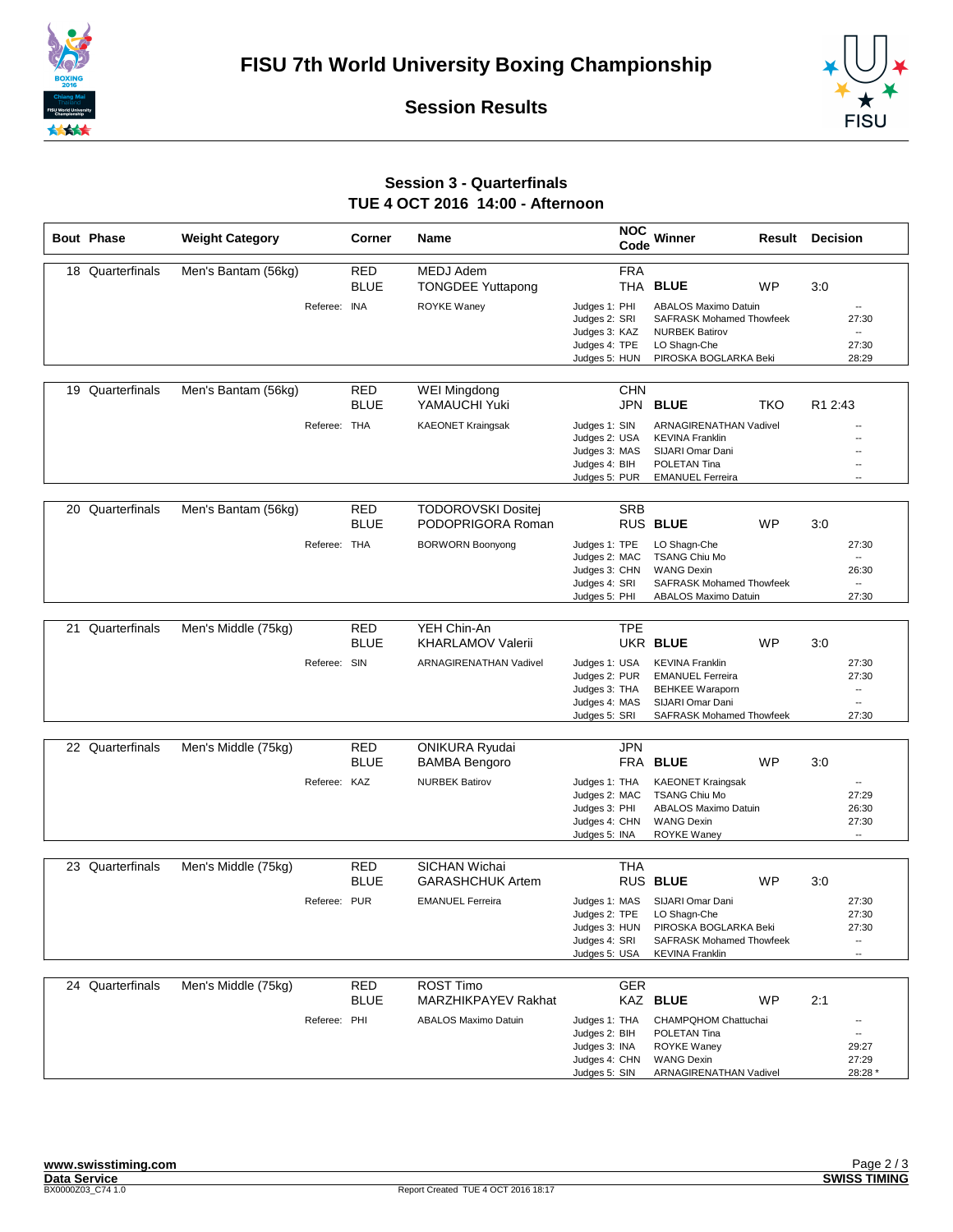# FISU 7th World University Boxing Championship

## Session Results

### Session 3 - Quarterfinals
### TUE 4 OCT 2016 14:00 - Afternoon

| Bout | Phase | Weight Category | Corner | Name | NOC Code | Winner | Result | Decision |
|---|---|---|---|---|---|---|---|---|
| 18 | Quarterfinals | Men's Bantam (56kg) | RED | MEDJ Adem | FRA | | | |
| | | | BLUE | TONGDEE Yuttapong | THA | BLUE | WP | 3:0 |
| | | | Referee: INA | ROYKE Waney | Judges 1: PHI | ABALOS Maximo Datuin | | -- |
| | | | | | Judges 2: SRI | SAFRASK Mohamed Thowfeek | | 27:30 |
| | | | | | Judges 3: KAZ | NURBEK Batirov | | -- |
| | | | | | Judges 4: TPE | LO Shagn-Che | | 27:30 |
| | | | | | Judges 5: HUN | PIROSKA BOGLARKA Beki | | 28:29 |
| 19 | Quarterfinals | Men's Bantam (56kg) | RED | WEI Mingdong | CHN | | | |
| | | | BLUE | YAMAUCHI Yuki | JPN | BLUE | TKO | R1 2:43 |
| | | | Referee: THA | KAEONET Kraingsak | Judges 1: SIN | ARNAGIRENATHAN Vadivel | | -- |
| | | | | | Judges 2: USA | KEVINA Franklin | | -- |
| | | | | | Judges 3: MAS | SIJARI Omar Dani | | -- |
| | | | | | Judges 4: BIH | POLETAN Tina | | -- |
| | | | | | Judges 5: PUR | EMANUEL Ferreira | | -- |
| 20 | Quarterfinals | Men's Bantam (56kg) | RED | TODOROVSKI Dositej | SRB | | | |
| | | | BLUE | PODOPRIGORA Roman | RUS | BLUE | WP | 3:0 |
| | | | Referee: THA | BORWORN Boonyong | Judges 1: TPE | LO Shagn-Che | | 27:30 |
| | | | | | Judges 2: MAC | TSANG Chiu Mo | | -- |
| | | | | | Judges 3: CHN | WANG Dexin | | 26:30 |
| | | | | | Judges 4: SRI | SAFRASK Mohamed Thowfeek | | -- |
| | | | | | Judges 5: PHI | ABALOS Maximo Datuin | | 27:30 |
| 21 | Quarterfinals | Men's Middle (75kg) | RED | YEH Chin-An | TPE | | | |
| | | | BLUE | KHARLAMOV Valerii | UKR | BLUE | WP | 3:0 |
| | | | Referee: SIN | ARNAGIRENATHAN Vadivel | Judges 1: USA | KEVINA Franklin | | 27:30 |
| | | | | | Judges 2: PUR | EMANUEL Ferreira | | 27:30 |
| | | | | | Judges 3: THA | BEHKEE Waraporn | | -- |
| | | | | | Judges 4: MAS | SIJARI Omar Dani | | -- |
| | | | | | Judges 5: SRI | SAFRASK Mohamed Thowfeek | | 27:30 |
| 22 | Quarterfinals | Men's Middle (75kg) | RED | ONIKURA Ryudai | JPN | | | |
| | | | BLUE | BAMBA Bengoro | FRA | BLUE | WP | 3:0 |
| | | | Referee: KAZ | NURBEK Batirov | Judges 1: THA | KAEONET Kraingsak | | -- |
| | | | | | Judges 2: MAC | TSANG Chiu Mo | | 27:29 |
| | | | | | Judges 3: PHI | ABALOS Maximo Datuin | | 26:30 |
| | | | | | Judges 4: CHN | WANG Dexin | | 27:30 |
| | | | | | Judges 5: INA | ROYKE Waney | | -- |
| 23 | Quarterfinals | Men's Middle (75kg) | RED | SICHAN Wichai | THA | | | |
| | | | BLUE | GARASHCHUK Artem | RUS | BLUE | WP | 3:0 |
| | | | Referee: PUR | EMANUEL Ferreira | Judges 1: MAS | SIJARI Omar Dani | | 27:30 |
| | | | | | Judges 2: TPE | LO Shagn-Che | | 27:30 |
| | | | | | Judges 3: HUN | PIROSKA BOGLARKA Beki | | 27:30 |
| | | | | | Judges 4: SRI | SAFRASK Mohamed Thowfeek | | -- |
| | | | | | Judges 5: USA | KEVINA Franklin | | -- |
| 24 | Quarterfinals | Men's Middle (75kg) | RED | ROST Timo | GER | | | |
| | | | BLUE | MARZHIKPAYEV Rakhat | KAZ | BLUE | WP | 2:1 |
| | | | Referee: PHI | ABALOS Maximo Datuin | Judges 1: THA | CHAMPQHOM Chattuchai | | -- |
| | | | | | Judges 2: BIH | POLETAN Tina | | -- |
| | | | | | Judges 3: INA | ROYKE Waney | | 29:27 |
| | | | | | Judges 4: CHN | WANG Dexin | | 27:29 |
| | | | | | Judges 5: SIN | ARNAGIRENATHAN Vadivel | | 28:28 * |

www.swisstiming.com
Data Service
BX0000Z03_C74 1.0
Report Created TUE 4 OCT 2016 18:17
SWISS TIMING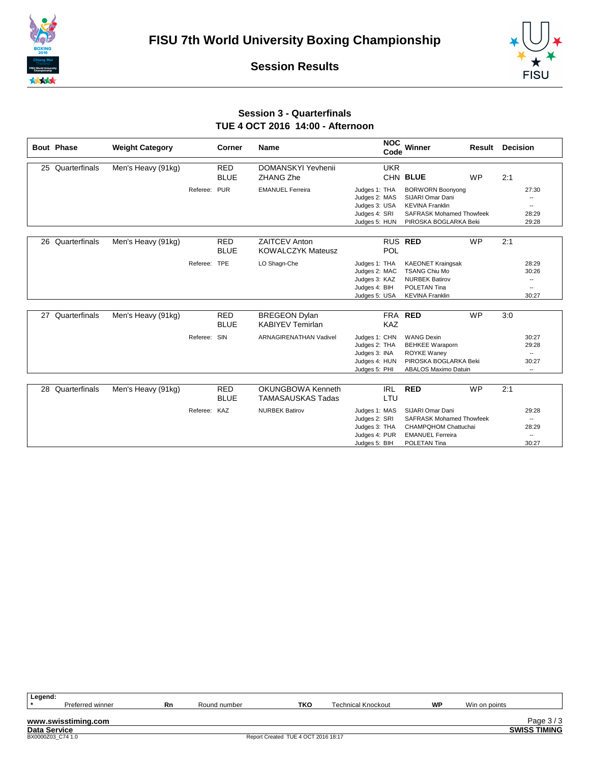# FISU 7th World University Boxing Championship

## Session Results

### Session 3 - Quarterfinals
### TUE 4 OCT 2016 14:00 - Afternoon

| Bout | Phase | Weight Category | Corner | Name | NOC Code | Winner | Result | Decision |
|---|---|---|---|---|---|---|---|---|
| 25 | Quarterfinals | Men's Heavy (91kg) | RED | DOMANSKYI Yevhenii | UKR | | | |
| | | | BLUE | ZHANG Zhe | CHN | **BLUE** | WP | 2:1 |
| | | | Referee: PUR | EMANUEL Ferreira | Judges 1: THA | BORWORN Boonyong | | 27:30 |
| | | | | | Judges 2: MAS | SIJARI Omar Dani | | -- |
| | | | | | Judges 3: USA | KEVINA Franklin | | -- |
| | | | | | Judges 4: SRI | SAFRASK Mohamed Thowfeek | | 28:29 |
| | | | | | Judges 5: HUN | PIROSKA BOGLARKA Beki | | 29:28 |
| 26 | Quarterfinals | Men's Heavy (91kg) | RED | ZAITCEV Anton | RUS | **RED** | WP | 2:1 |
| | | | BLUE | KOWALCZYK Mateusz | POL | | | |
| | | | Referee: TPE | LO Shagn-Che | Judges 1: THA | KAEONET Kraingsak | | 28:29 |
| | | | | | Judges 2: MAC | TSANG Chiu Mo | | 30:26 |
| | | | | | Judges 3: KAZ | NURBEK Batirov | | -- |
| | | | | | Judges 4: BIH | POLETAN Tina | | -- |
| | | | | | Judges 5: USA | KEVINA Franklin | | 30:27 |
| 27 | Quarterfinals | Men's Heavy (91kg) | RED | BREGEON Dylan | FRA | **RED** | WP | 3:0 |
| | | | BLUE | KABIYEV Temirlan | KAZ | | | |
| | | | Referee: SIN | ARNAGIRENATHAN Vadivel | Judges 1: CHN | WANG Dexin | | 30:27 |
| | | | | | Judges 2: THA | BEHKEE Waraporn | | 29:28 |
| | | | | | Judges 3: INA | ROYKE Waney | | -- |
| | | | | | Judges 4: HUN | PIROSKA BOGLARKA Beki | | 30:27 |
| | | | | | Judges 5: PHI | ABALOS Maximo Datuin | | -- |
| 28 | Quarterfinals | Men's Heavy (91kg) | RED | OKUNGBOWA Kenneth | IRL | **RED** | WP | 2:1 |
| | | | BLUE | TAMASAUSKAS Tadas | LTU | | | |
| | | | Referee: KAZ | NURBEK Batirov | Judges 1: MAS | SIJARI Omar Dani | | 29:28 |
| | | | | | Judges 2: SRI | SAFRASK Mohamed Thowfeek | | -- |
| | | | | | Judges 3: THA | CHAMPQHOM Chattuchai | | 28:29 |
| | | | | | Judges 4: PUR | EMANUEL Ferreira | | -- |
| | | | | | Judges 5: BIH | POLETAN Tina | | 30:27 |

**Legend:**

| | | | | | | | |
|---|---|---|---|---|---|---|---|
| * | Preferred winner | Rn | Round number | TKO | Technical Knockout | WP | Win on points |

www.swisstiming.com
Data Service
BX0000Z03_C74 1.0
Report Created TUE 4 OCT 2016 18:17
SWISS TIMING